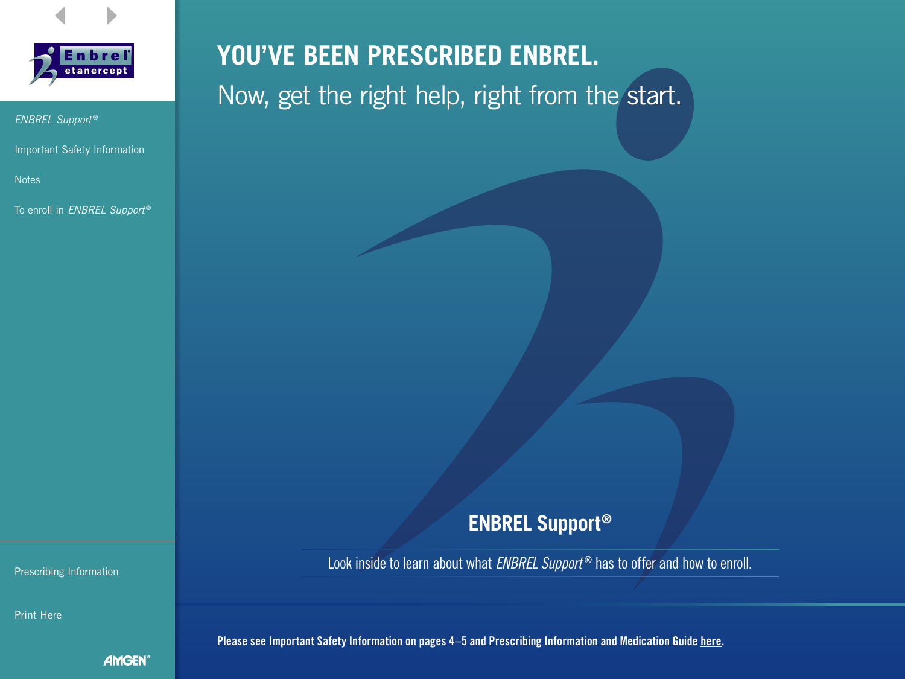ENBREL etanercept

*ENBREL Support*®

Important Safety Information

Notes

To enroll in *ENBREL Support*®

Prescribing Information

Print Here

AMGEN®

# YOU'VE BEEN PRESCRIBED ENBREL.

## Now, get the right help, right from the start.

## ENBREL Support®

Look inside to learn about what *ENBREL Support*® has to offer and how to enroll.

**Please see Important Safety Information on pages 4–5 and Prescribing Information and Medication Guide here.**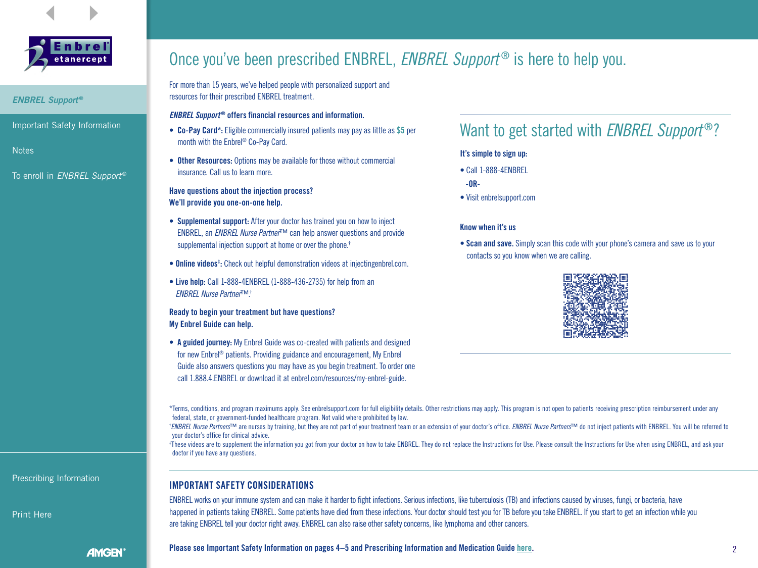# Once you've been prescribed ENBREL, *ENBREL Support*® is here to help you.

For more than 15 years, we've helped people with personalized support and resources for their prescribed ENBREL treatment.

***ENBREL Support*® offers financial resources and information.**

- **Co-Pay Card*:** Eligible commercially insured patients may pay as little as **$5** per month with the Enbrel® Co-Pay Card.
- **Other Resources:** Options may be available for those without commercial insurance. Call us to learn more.

**Have questions about the injection process?**
**We'll provide you one-on-one help.**

- **Supplemental support:** After your doctor has trained you on how to inject ENBREL, an *ENBREL Nurse Partner*™ can help answer questions and provide supplemental injection support at home or over the phone.†
- **Online videos‡:** Check out helpful demonstration videos at injectingenbrel.com.
- **Live help:** Call 1-888-4ENBREL (1-888-436-2735) for help from an *ENBREL Nurse Partner*™.†

**Ready to begin your treatment but have questions?**
**My Enbrel Guide can help.**

- **A guided journey:** My Enbrel Guide was co-created with patients and designed for new Enbrel® patients. Providing guidance and encouragement, My Enbrel Guide also answers questions you may have as you begin treatment. To order one call 1.888.4.ENBREL or download it at enbrel.com/resources/my-enbrel-guide.

## Want to get started with *ENBREL Support*®?

**It's simple to sign up:**

- Call 1-888-4ENBREL

  **-OR-**

- Visit enbrelsupport.com

**Know when it's us**

- **Scan and save.** Simply scan this code with your phone's camera and save us to your contacts so you know when we are calling.

*Terms, conditions, and program maximums apply. See enbrelsupport.com for full eligibility details. Other restrictions may apply. This program is not open to patients receiving prescription reimbursement under any federal, state, or government-funded healthcare program. Not valid where prohibited by law.

†*ENBREL Nurse Partners*™ are nurses by training, but they are not part of your treatment team or an extension of your doctor's office. *ENBREL Nurse Partners*™ do not inject patients with ENBREL. You will be referred to your doctor's office for clinical advice.

‡These videos are to supplement the information you got from your doctor on how to take ENBREL. They do not replace the Instructions for Use. Please consult the Instructions for Use when using ENBREL, and ask your doctor if you have any questions.

## IMPORTANT SAFETY CONSIDERATIONS

ENBREL works on your immune system and can make it harder to fight infections. Serious infections, like tuberculosis (TB) and infections caused by viruses, fungi, or bacteria, have happened in patients taking ENBREL. Some patients have died from these infections. Your doctor should test you for TB before you take ENBREL. If you start to get an infection while you are taking ENBREL tell your doctor right away. ENBREL can also raise other safety concerns, like lymphoma and other cancers.

**Please see Important Safety Information on pages 4–5 and Prescribing Information and Medication Guide here.**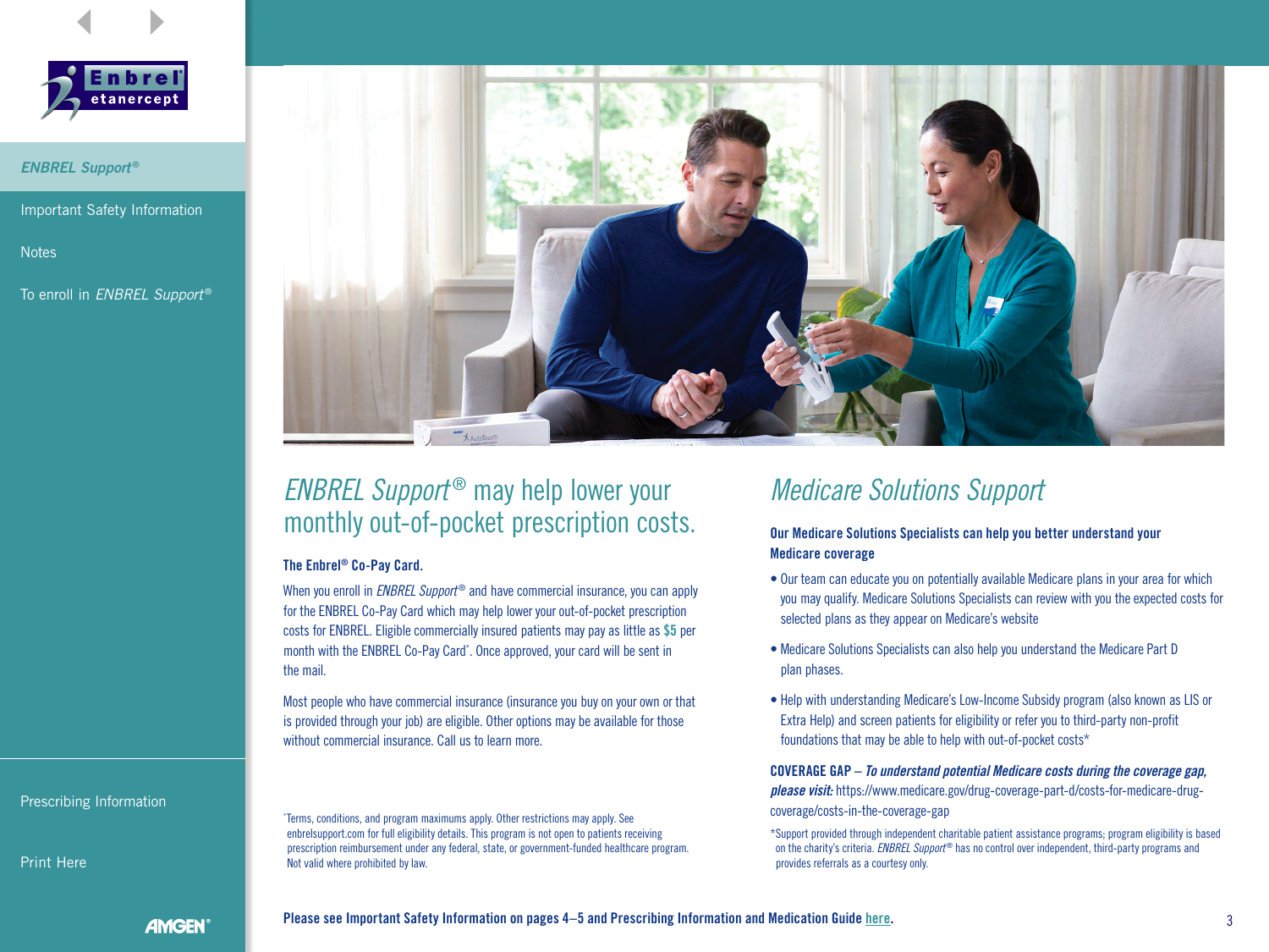## *ENBREL Support*® may help lower your monthly out-of-pocket prescription costs.

**The Enbrel® Co-Pay Card.**

When you enroll in *ENBREL Support*® and have commercial insurance, you can apply for the ENBREL Co-Pay Card which may help lower your out-of-pocket prescription costs for ENBREL. Eligible commercially insured patients may pay as little as **$5** per month with the ENBREL Co-Pay Card*. Once approved, your card will be sent in the mail.

Most people who have commercial insurance (insurance you buy on your own or that is provided through your job) are eligible. Other options may be available for those without commercial insurance. Call us to learn more.

*Terms, conditions, and program maximums apply. Other restrictions may apply. See enbrelsupport.com for full eligibility details. This program is not open to patients receiving prescription reimbursement under any federal, state, or government-funded healthcare program. Not valid where prohibited by law.

## *Medicare Solutions Support*

**Our Medicare Solutions Specialists can help you better understand your Medicare coverage**

- Our team can educate you on potentially available Medicare plans in your area for which you may qualify. Medicare Solutions Specialists can review with you the expected costs for selected plans as they appear on Medicare's website
- Medicare Solutions Specialists can also help you understand the Medicare Part D plan phases.
- Help with understanding Medicare's Low-Income Subsidy program (also known as LIS or Extra Help) and screen patients for eligibility or refer you to third-party non-profit foundations that may be able to help with out-of-pocket costs*

**COVERAGE GAP** – ***To understand potential Medicare costs during the coverage gap, please visit:*** https://www.medicare.gov/drug-coverage-part-d/costs-for-medicare-drug-coverage/costs-in-the-coverage-gap

*Support provided through independent charitable patient assistance programs; program eligibility is based on the charity's criteria. *ENBREL Support*® has no control over independent, third-party programs and provides referrals as a courtesy only.

**Please see Important Safety Information on pages 4–5 and Prescribing Information and Medication Guide here.**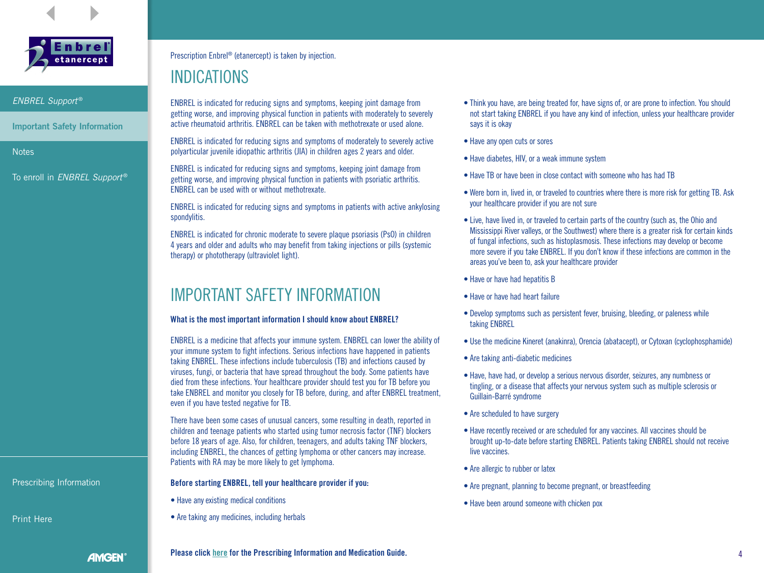Prescription Enbrel® (etanercept) is taken by injection.

# INDICATIONS

ENBREL is indicated for reducing signs and symptoms, keeping joint damage from getting worse, and improving physical function in patients with moderately to severely active rheumatoid arthritis. ENBREL can be taken with methotrexate or used alone.

ENBREL is indicated for reducing signs and symptoms of moderately to severely active polyarticular juvenile idiopathic arthritis (JIA) in children ages 2 years and older.

ENBREL is indicated for reducing signs and symptoms, keeping joint damage from getting worse, and improving physical function in patients with psoriatic arthritis. ENBREL can be used with or without methotrexate.

ENBREL is indicated for reducing signs and symptoms in patients with active ankylosing spondylitis.

ENBREL is indicated for chronic moderate to severe plaque psoriasis (PsO) in children 4 years and older and adults who may benefit from taking injections or pills (systemic therapy) or phototherapy (ultraviolet light).

# IMPORTANT SAFETY INFORMATION

**What is the most important information I should know about ENBREL?**

ENBREL is a medicine that affects your immune system. ENBREL can lower the ability of your immune system to fight infections. Serious infections have happened in patients taking ENBREL. These infections include tuberculosis (TB) and infections caused by viruses, fungi, or bacteria that have spread throughout the body. Some patients have died from these infections. Your healthcare provider should test you for TB before you take ENBREL and monitor you closely for TB before, during, and after ENBREL treatment, even if you have tested negative for TB.

There have been some cases of unusual cancers, some resulting in death, reported in children and teenage patients who started using tumor necrosis factor (TNF) blockers before 18 years of age. Also, for children, teenagers, and adults taking TNF blockers, including ENBREL, the chances of getting lymphoma or other cancers may increase. Patients with RA may be more likely to get lymphoma.

**Before starting ENBREL, tell your healthcare provider if you:**

- Have any existing medical conditions
- Are taking any medicines, including herbals
- Think you have, are being treated for, have signs of, or are prone to infection. You should not start taking ENBREL if you have any kind of infection, unless your healthcare provider says it is okay
- Have any open cuts or sores
- Have diabetes, HIV, or a weak immune system
- Have TB or have been in close contact with someone who has had TB
- Were born in, lived in, or traveled to countries where there is more risk for getting TB. Ask your healthcare provider if you are not sure
- Live, have lived in, or traveled to certain parts of the country (such as, the Ohio and Mississippi River valleys, or the Southwest) where there is a greater risk for certain kinds of fungal infections, such as histoplasmosis. These infections may develop or become more severe if you take ENBREL. If you don't know if these infections are common in the areas you've been to, ask your healthcare provider
- Have or have had hepatitis B
- Have or have had heart failure
- Develop symptoms such as persistent fever, bruising, bleeding, or paleness while taking ENBREL
- Use the medicine Kineret (anakinra), Orencia (abatacept), or Cytoxan (cyclophosphamide)
- Are taking anti-diabetic medicines
- Have, have had, or develop a serious nervous disorder, seizures, any numbness or tingling, or a disease that affects your nervous system such as multiple sclerosis or Guillain-Barré syndrome
- Are scheduled to have surgery
- Have recently received or are scheduled for any vaccines. All vaccines should be brought up-to-date before starting ENBREL. Patients taking ENBREL should not receive live vaccines.
- Are allergic to rubber or latex
- Are pregnant, planning to become pregnant, or breastfeeding
- Have been around someone with chicken pox

**Please click here for the Prescribing Information and Medication Guide.**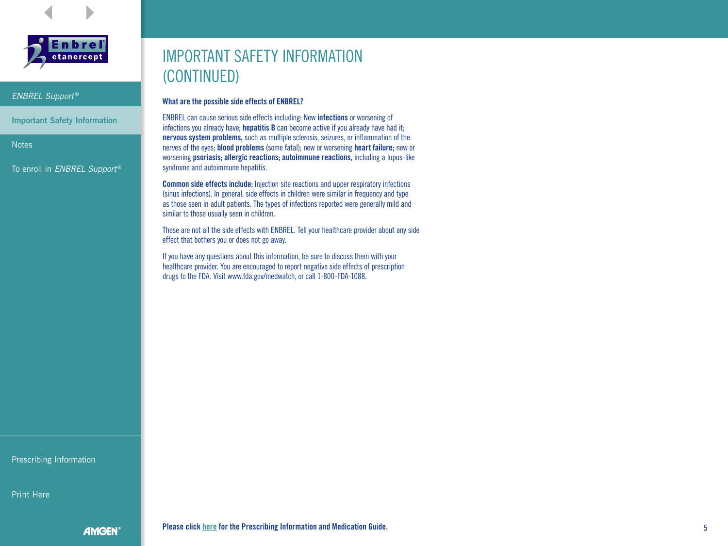# IMPORTANT SAFETY INFORMATION (CONTINUED)

**What are the possible side effects of ENBREL?**

ENBREL can cause serious side effects including: New **infections** or worsening of infections you already have; **hepatitis B** can become active if you already have had it; **nervous system problems,** such as multiple sclerosis, seizures, or inflammation of the nerves of the eyes; **blood problems** (some fatal); new or worsening **heart failure;** new or worsening **psoriasis; allergic reactions; autoimmune reactions,** including a lupus-like syndrome and autoimmune hepatitis.

**Common side effects include:** Injection site reactions and upper respiratory infections (sinus infections). In general, side effects in children were similar in frequency and type as those seen in adult patients. The types of infections reported were generally mild and similar to those usually seen in children.

These are not all the side effects with ENBREL. Tell your healthcare provider about any side effect that bothers you or does not go away.

If you have any questions about this information, be sure to discuss them with your healthcare provider. You are encouraged to report negative side effects of prescription drugs to the FDA. Visit www.fda.gov/medwatch, or call 1-800-FDA-1088.

**Please click here for the Prescribing Information and Medication Guide.**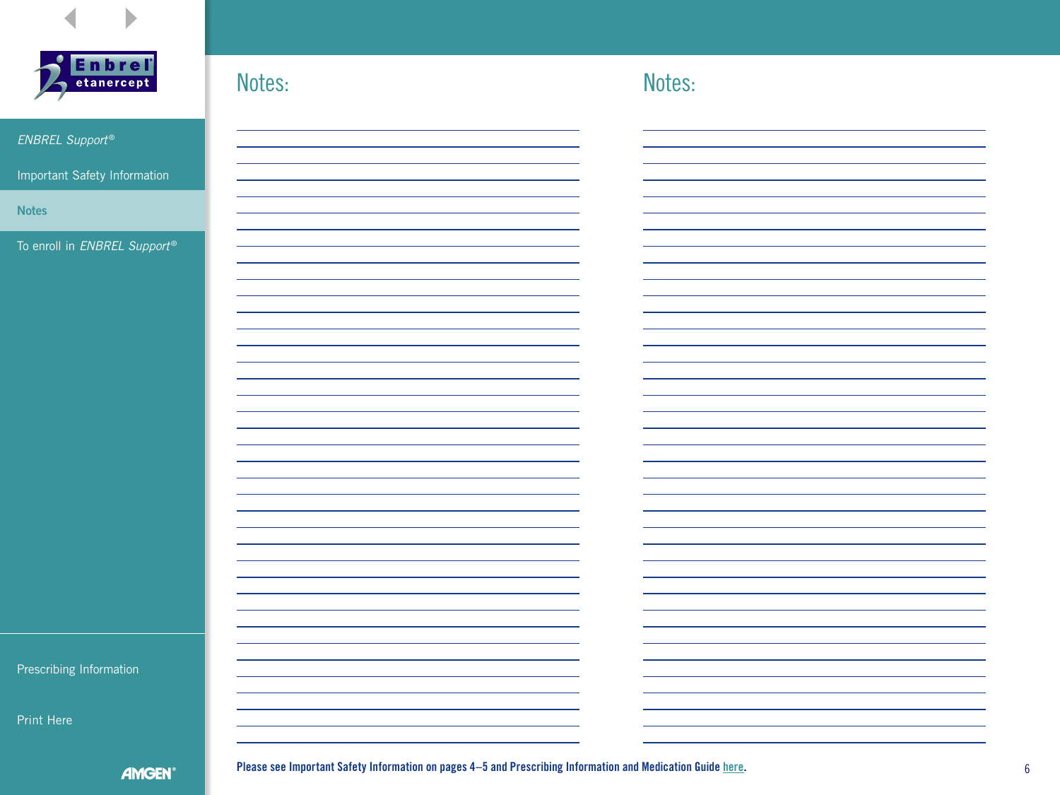ENBREL Support®

Important Safety Information

Notes

To enroll in ENBREL Support®

Prescribing Information

Print Here

## Notes:

## Notes:

**Please see Important Safety Information on pages 4–5 and Prescribing Information and Medication Guide here.**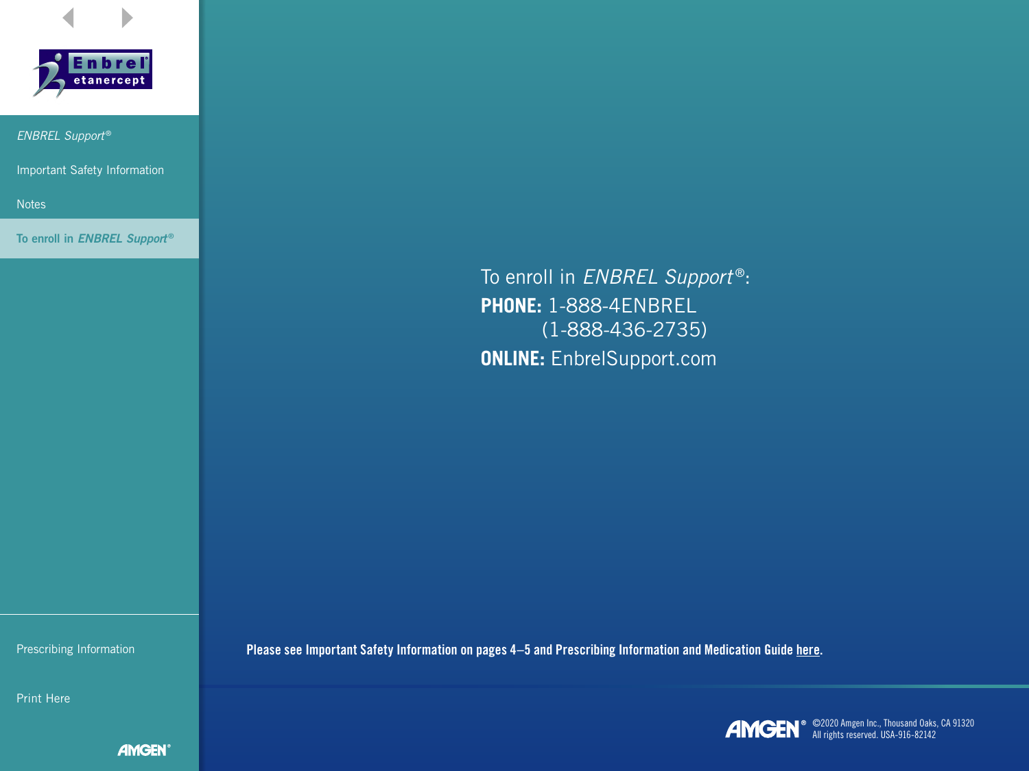To enroll in *ENBREL Support*®:

**PHONE:** 1-888-4ENBREL
(1-888-436-2735)

**ONLINE:** EnbrelSupport.com

**Please see Important Safety Information on pages 4–5 and Prescribing Information and Medication Guide here.**

©2020 Amgen Inc., Thousand Oaks, CA 91320
All rights reserved. USA-916-82142